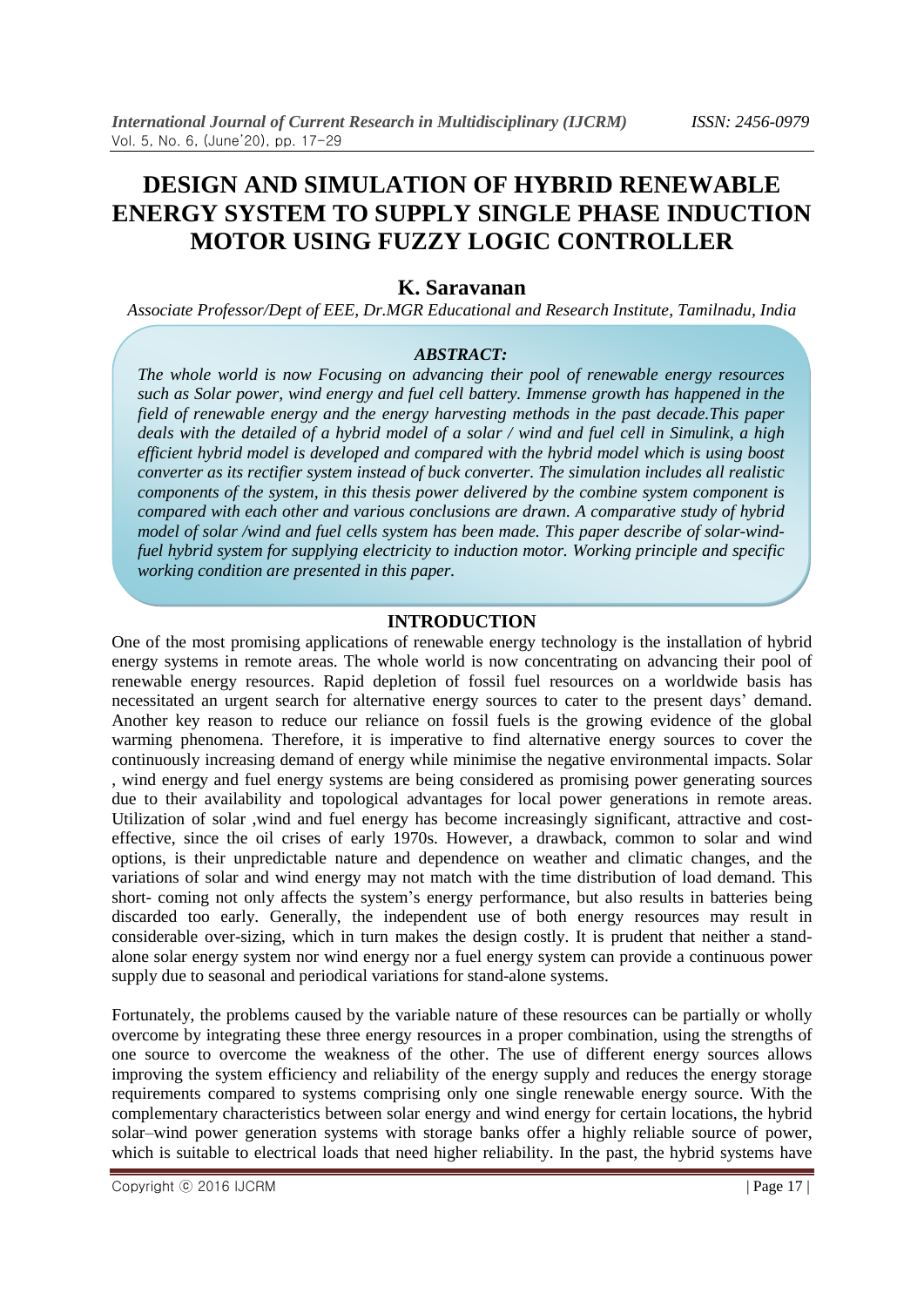# DESIGN AND SIMULATION OF HYBRID RENEWABLE ENERGY SYSTEM TO SUPPLY SINGLE PHASE INDUCTION MOTOR USING FUZZY LOGIC CONTROLLER

## K. Saravanan

*Associate Professor/Dept of EEE, Dr.MGR Educational and Research Institute, Tamilnadu, India*

### *ABSTRACT:*

*The whole world is now Focusing on advancing their pool of renewable energy resources such as Solar power, wind energy and fuel cell battery. Immense growth has happened in the field of renewable energy and the energy harvesting methods in the past decade.This paper deals with the detailed of a hybrid model of a solar / wind and fuel cell in Simulink, a high efficient hybrid model is developed and compared with the hybrid model which is using boost converter as its rectifier system instead of buck converter. The simulation includes all realistic components of the system, in this thesis power delivered by the combine system component is compared with each other and various conclusions are drawn. A comparative study of hybrid model of solar /wind and fuel cells system has been made. This paper describe of solar-wind-fuel hybrid system for supplying electricity to induction motor. Working principle and specific working condition are presented in this paper.*

## INTRODUCTION

One of the most promising applications of renewable energy technology is the installation of hybrid energy systems in remote areas. The whole world is now concentrating on advancing their pool of renewable energy resources. Rapid depletion of fossil fuel resources on a worldwide basis has necessitated an urgent search for alternative energy sources to cater to the present days' demand. Another key reason to reduce our reliance on fossil fuels is the growing evidence of the global warming phenomena. Therefore, it is imperative to find alternative energy sources to cover the continuously increasing demand of energy while minimise the negative environmental impacts. Solar , wind energy and fuel energy systems are being considered as promising power generating sources due to their availability and topological advantages for local power generations in remote areas. Utilization of solar ,wind and fuel energy has become increasingly significant, attractive and cost-effective, since the oil crises of early 1970s. However, a drawback, common to solar and wind options, is their unpredictable nature and dependence on weather and climatic changes, and the variations of solar and wind energy may not match with the time distribution of load demand. This short- coming not only affects the system's energy performance, but also results in batteries being discarded too early. Generally, the independent use of both energy resources may result in considerable over-sizing, which in turn makes the design costly. It is prudent that neither a stand-alone solar energy system nor wind energy nor a fuel energy system can provide a continuous power supply due to seasonal and periodical variations for stand-alone systems.

Fortunately, the problems caused by the variable nature of these resources can be partially or wholly overcome by integrating these three energy resources in a proper combination, using the strengths of one source to overcome the weakness of the other. The use of different energy sources allows improving the system efficiency and reliability of the energy supply and reduces the energy storage requirements compared to systems comprising only one single renewable energy source. With the complementary characteristics between solar energy and wind energy for certain locations, the hybrid solar–wind power generation systems with storage banks offer a highly reliable source of power, which is suitable to electrical loads that need higher reliability. In the past, the hybrid systems have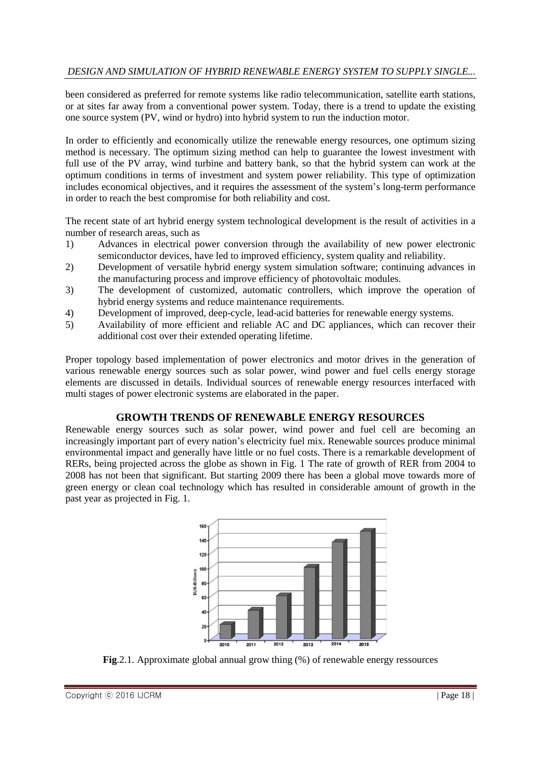been considered as preferred for remote systems like radio telecommunication, satellite earth stations, or at sites far away from a conventional power system. Today, there is a trend to update the existing one source system (PV, wind or hydro) into hybrid system to run the induction motor.

In order to efficiently and economically utilize the renewable energy resources, one optimum sizing method is necessary. The optimum sizing method can help to guarantee the lowest investment with full use of the PV array, wind turbine and battery bank, so that the hybrid system can work at the optimum conditions in terms of investment and system power reliability. This type of optimization includes economical objectives, and it requires the assessment of the system's long-term performance in order to reach the best compromise for both reliability and cost.

The recent state of art hybrid energy system technological development is the result of activities in a number of research areas, such as

1) Advances in electrical power conversion through the availability of new power electronic semiconductor devices, have led to improved efficiency, system quality and reliability.
2) Development of versatile hybrid energy system simulation software; continuing advances in the manufacturing process and improve efficiency of photovoltaic modules.
3) The development of customized, automatic controllers, which improve the operation of hybrid energy systems and reduce maintenance requirements.
4) Development of improved, deep-cycle, lead-acid batteries for renewable energy systems.
5) Availability of more efficient and reliable AC and DC appliances, which can recover their additional cost over their extended operating lifetime.

Proper topology based implementation of power electronics and motor drives in the generation of various renewable energy sources such as solar power, wind power and fuel cells energy storage elements are discussed in details. Individual sources of renewable energy resources interfaced with multi stages of power electronic systems are elaborated in the paper.

## GROWTH TRENDS OF RENEWABLE ENERGY RESOURCES

Renewable energy sources such as solar power, wind power and fuel cell are becoming an increasingly important part of every nation's electricity fuel mix. Renewable sources produce minimal environmental impact and generally have little or no fuel costs. There is a remarkable development of RERs, being projected across the globe as shown in Fig. 1 The rate of growth of RER from 2004 to 2008 has not been that significant. But starting 2009 there has been a global move towards more of green energy or clean coal technology which has resulted in considerable amount of growth in the past year as projected in Fig. 1.

**Fig**.2.1. Approximate global annual grow thing (%) of renewable energy ressources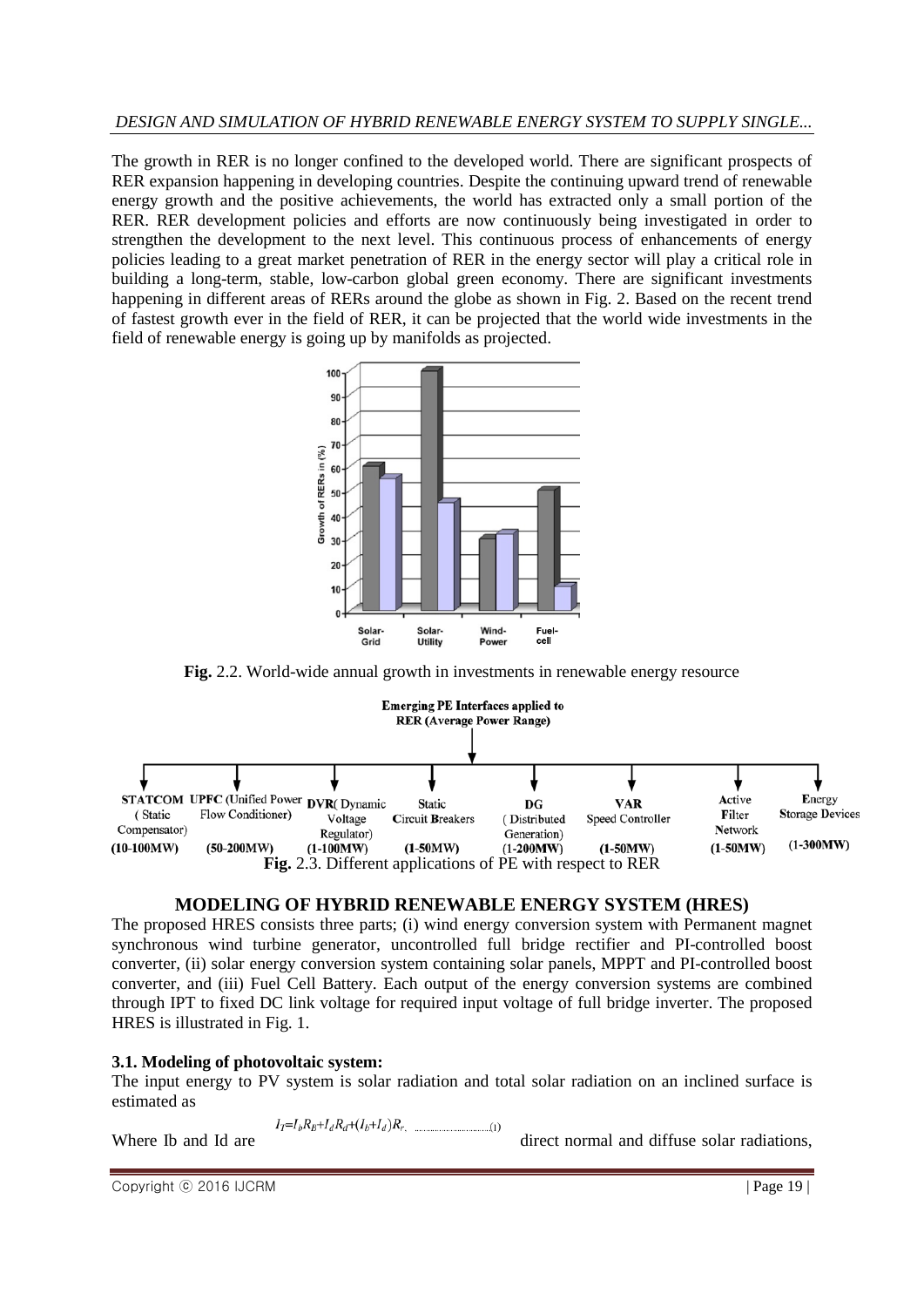The growth in RER is no longer confined to the developed world. There are significant prospects of RER expansion happening in developing countries. Despite the continuing upward trend of renewable energy growth and the positive achievements, the world has extracted only a small portion of the RER. RER development policies and efforts are now continuously being investigated in order to strengthen the development to the next level. This continuous process of enhancements of energy policies leading to a great market penetration of RER in the energy sector will play a critical role in building a long-term, stable, low-carbon global green economy. There are significant investments happening in different areas of RERs around the globe as shown in Fig. 2. Based on the recent trend of fastest growth ever in the field of RER, it can be projected that the world wide investments in the field of renewable energy is going up by manifolds as projected.

**Fig.** 2.2. World-wide annual growth in investments in renewable energy resource

**Fig.** 2.3. Different applications of PE with respect to RER

## MODELING OF HYBRID RENEWABLE ENERGY SYSTEM (HRES)

The proposed HRES consists three parts; (i) wind energy conversion system with Permanent magnet synchronous wind turbine generator, uncontrolled full bridge rectifier and PI-controlled boost converter, (ii) solar energy conversion system containing solar panels, MPPT and PI-controlled boost converter, and (iii) Fuel Cell Battery. Each output of the energy conversion systems are combined through IPT to fixed DC link voltage for required input voltage of full bridge inverter. The proposed HRES is illustrated in Fig. 1.

### 3.1. Modeling of photovoltaic system:

The input energy to PV system is solar radiation and total solar radiation on an inclined surface is estimated as

$$I_T = I_b R_B + I_d R_d + (I_b + I_d) R_r \quad \text{.............................(1)}$$

Where Ib and Id are direct normal and diffuse solar radiations,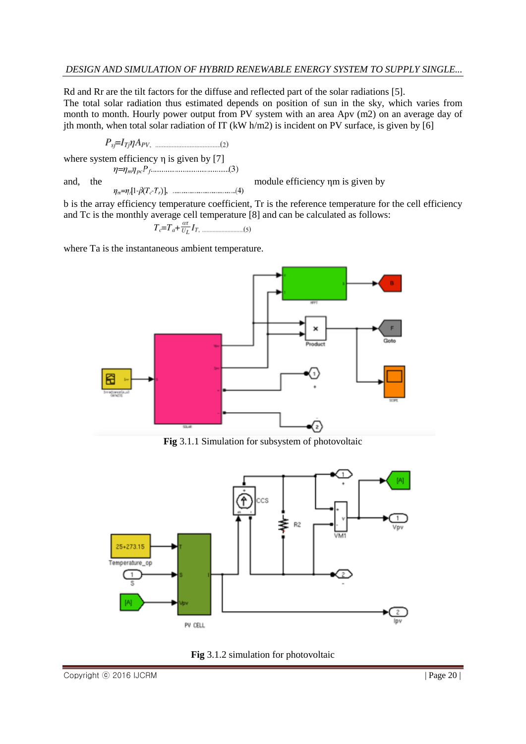Rd and Rr are the tilt factors for the diffuse and reflected part of the solar radiations [5].

The total solar radiation thus estimated depends on position of sun in the sky, which varies from month to month. Hourly power output from PV system with an area Apv (m2) on an average day of jth month, when total solar radiation of IT (kW h/m2) is incident on PV surface, is given by [6]

$$P_{sj}=I_{Tj}\eta A_{PV}, \qquad (2)$$

where system efficiency η is given by [7]

$$\eta=\eta_m\eta_{pc}P_f \qquad (3)$$

and, the module efficiency ηm is given by

$$\eta_m=\eta_r[1-\beta(T_c-T_r)], \qquad (4)$$

b is the array efficiency temperature coefficient, Tr is the reference temperature for the cell efficiency and Tc is the monthly average cell temperature [8] and can be calculated as follows:

$$T_c=T_a+\frac{\alpha\tau}{U_L}I_T, \qquad (5)$$

where Ta is the instantaneous ambient temperature.

**Fig** 3.1.1 Simulation for subsystem of photovoltaic

**Fig** 3.1.2 simulation for photovoltaic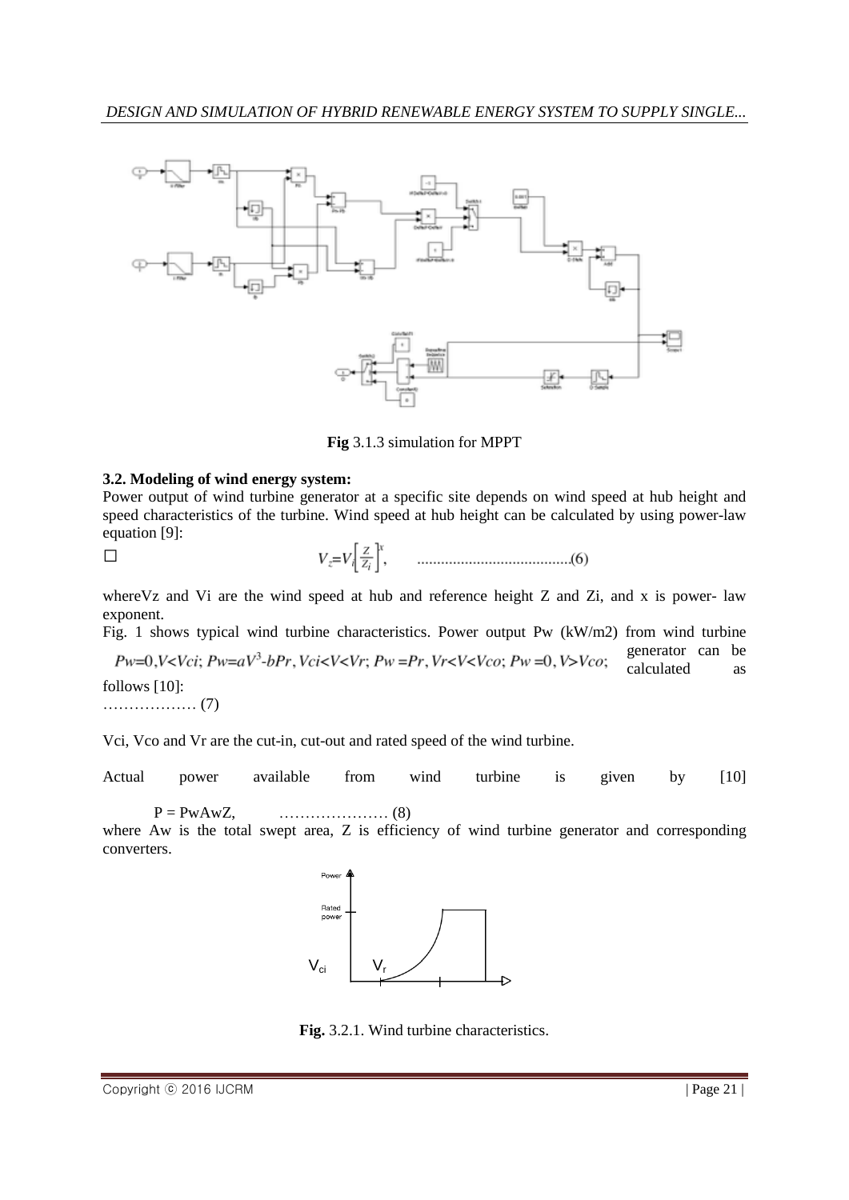Fig 3.1.3 simulation for MPPT

**3.2. Modeling of wind energy system:**

Power output of wind turbine generator at a specific site depends on wind speed at hub height and speed characteristics of the turbine. Wind speed at hub height can be calculated by using power-law equation [9]:

$$V_z = V_i \left[ \frac{Z}{Z_i} \right]^x, \qquad \text{......................................(6)}$$

where $V_z$ and $V_i$ are the wind speed at hub and reference height Z and $Z_i$, and x is power- law exponent.

Fig. 1 shows typical wind turbine characteristics. Power output Pw (kW/m2) from wind turbine generator can be calculated as follows [10]:

$$Pw = 0, V < Vci; \; Pw = aV^3 - bPr, Vci < V < Vr; \; Pw = Pr, Vr < V < Vco; \; Pw = 0, V > Vco;$$

……………… (7)

Vci, Vco and Vr are the cut-in, cut-out and rated speed of the wind turbine.

Actual power available from wind turbine is given by [10]

P = PwAwZ, ………………… (8)

where Aw is the total swept area, Z is efficiency of wind turbine generator and corresponding converters.

Fig. 3.2.1. Wind turbine characteristics.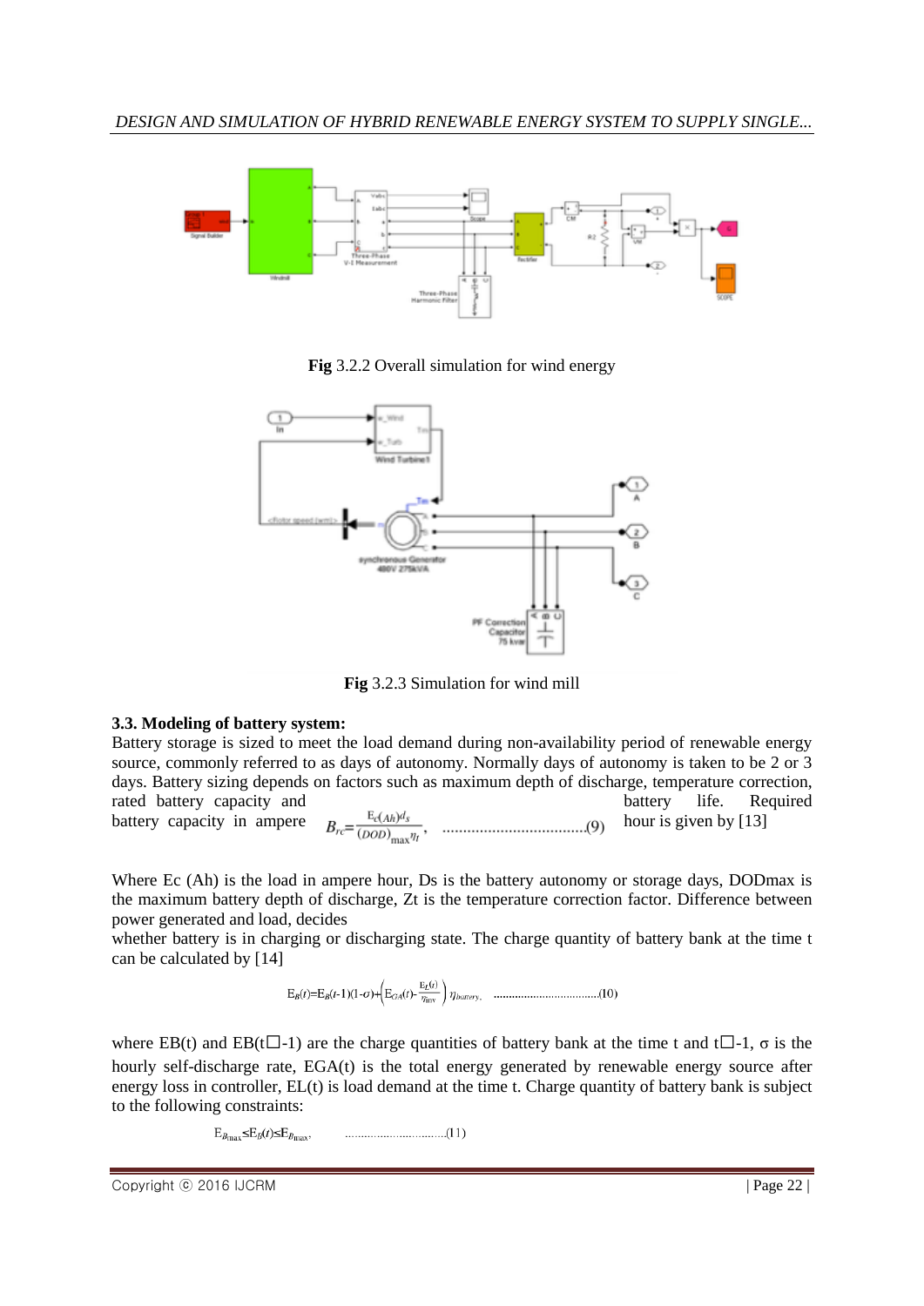Fig 3.2.2 Overall simulation for wind energy

Fig 3.2.3 Simulation for wind mill

**3.3. Modeling of battery system:**

Battery storage is sized to meet the load demand during non-availability period of renewable energy source, commonly referred to as days of autonomy. Normally days of autonomy is taken to be 2 or 3 days. Battery sizing depends on factors such as maximum depth of discharge, temperature correction, rated battery capacity and battery life. Required battery capacity in ampere hour is given by [13]

$$B_{rc}=\frac{E_c(Ah)d_s}{(DOD)_{max}\eta_t}, \quad \text{....................................(9)}$$

Where Ec (Ah) is the load in ampere hour, Ds is the battery autonomy or storage days, DODmax is the maximum battery depth of discharge, Zt is the temperature correction factor. Difference between power generated and load, decides

whether battery is in charging or discharging state. The charge quantity of battery bank at the time t can be calculated by [14]

$$E_B(t)=E_B(t\text{-}1)(1\text{-}\sigma)+\left(E_{GA}(t)\text{-}\frac{E_L(t)}{\eta_{inv}}\right)\eta_{battery}, \quad \text{....................................(10)}$$

where EB(t) and EB(t☐-1) are the charge quantities of battery bank at the time t and t☐-1, σ is the hourly self-discharge rate, EGA(t) is the total energy generated by renewable energy source after energy loss in controller, EL(t) is load demand at the time t. Charge quantity of battery bank is subject to the following constraints:

$$E_{B_{\min}}\leq E_B(t)\leq E_{B_{\max}}, \quad \text{....................................(11)}$$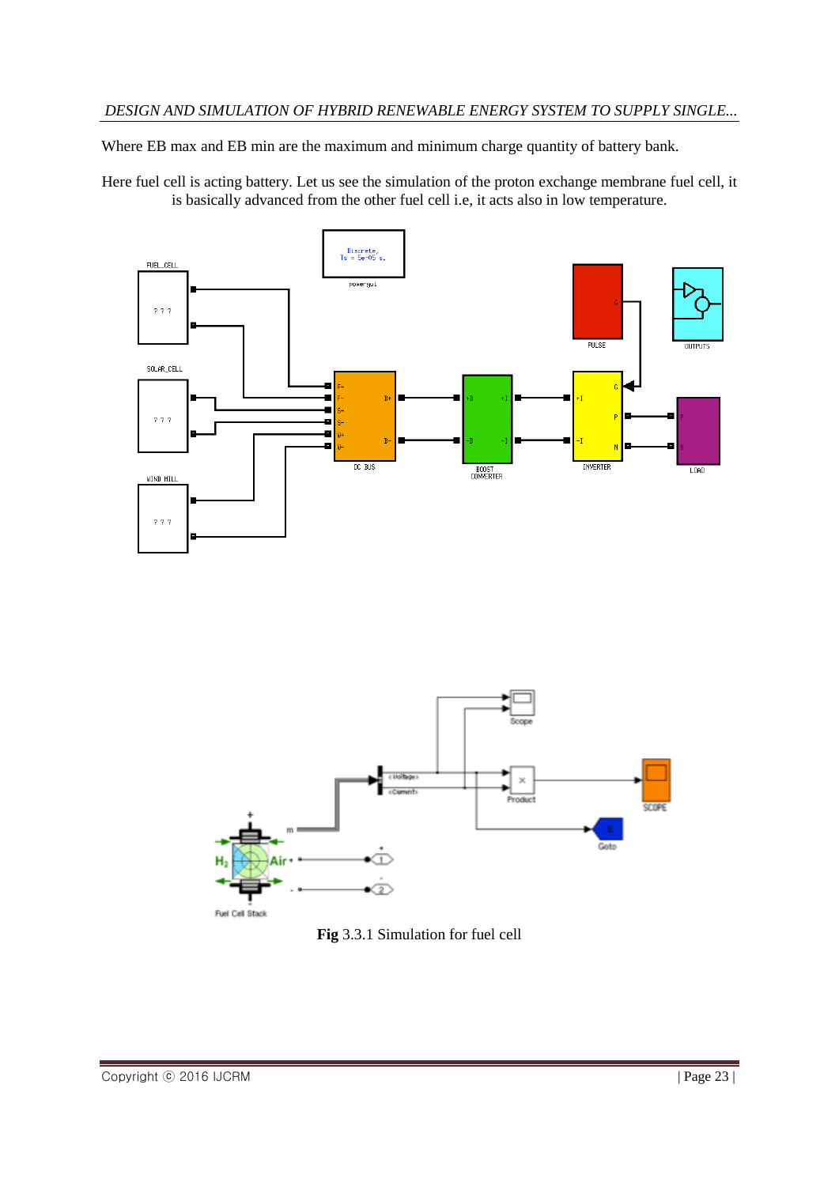Where EB max and EB min are the maximum and minimum charge quantity of battery bank.

Here fuel cell is acting battery. Let us see the simulation of the proton exchange membrane fuel cell, it is basically advanced from the other fuel cell i.e, it acts also in low temperature.

**Fig** 3.3.1 Simulation for fuel cell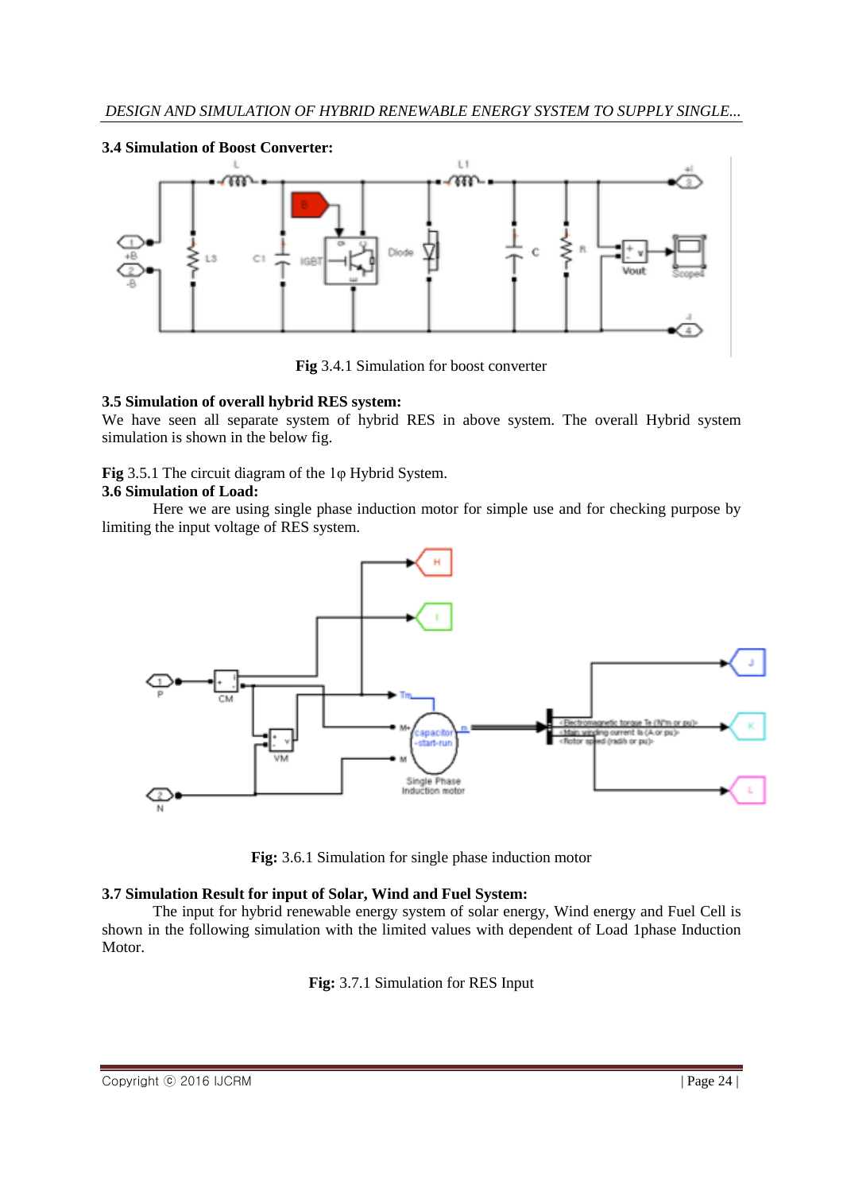### 3.4 Simulation of Boost Converter:

**Fig** 3.4.1 Simulation for boost converter

### 3.5 Simulation of overall hybrid RES system:

We have seen all separate system of hybrid RES in above system. The overall Hybrid system simulation is shown in the below fig.

**Fig** 3.5.1 The circuit diagram of the 1φ Hybrid System.

### 3.6 Simulation of Load:

Here we are using single phase induction motor for simple use and for checking purpose by limiting the input voltage of RES system.

**Fig:** 3.6.1 Simulation for single phase induction motor

### 3.7 Simulation Result for input of Solar, Wind and Fuel System:

The input for hybrid renewable energy system of solar energy, Wind energy and Fuel Cell is shown in the following simulation with the limited values with dependent of Load 1phase Induction Motor.

**Fig:** 3.7.1 Simulation for RES Input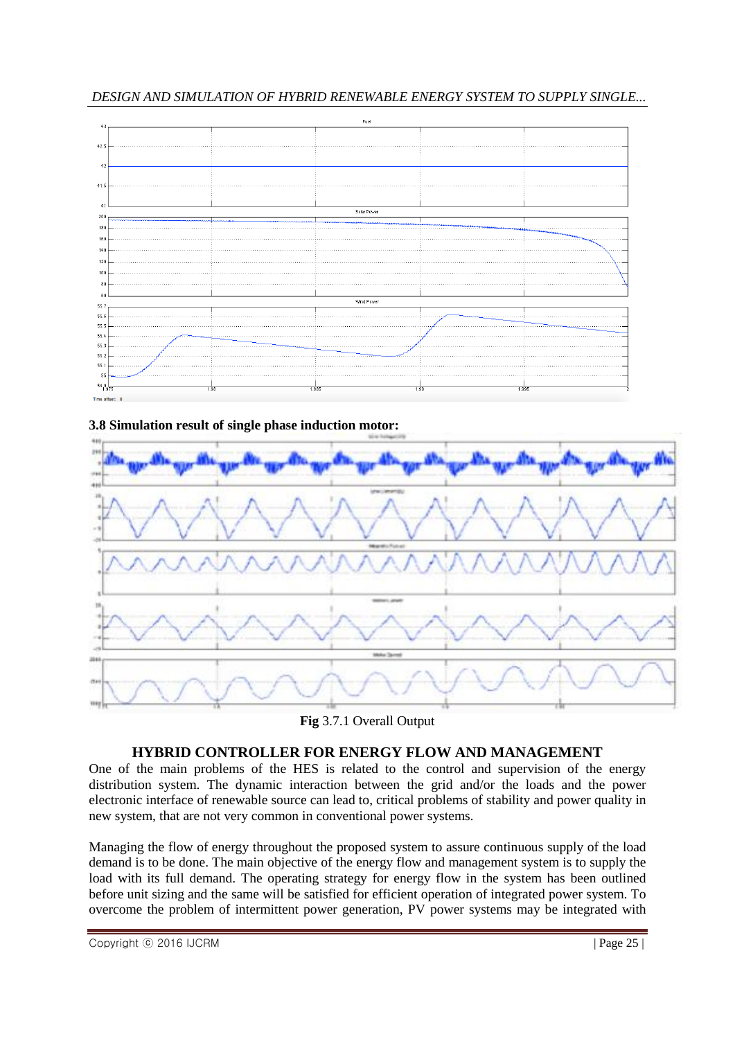**3.8 Simulation result of single phase induction motor:**

**Fig** 3.7.1 Overall Output

## HYBRID CONTROLLER FOR ENERGY FLOW AND MANAGEMENT

One of the main problems of the HES is related to the control and supervision of the energy distribution system. The dynamic interaction between the grid and/or the loads and the power electronic interface of renewable source can lead to, critical problems of stability and power quality in new system, that are not very common in conventional power systems.

Managing the flow of energy throughout the proposed system to assure continuous supply of the load demand is to be done. The main objective of the energy flow and management system is to supply the load with its full demand. The operating strategy for energy flow in the system has been outlined before unit sizing and the same will be satisfied for efficient operation of integrated power system. To overcome the problem of intermittent power generation, PV power systems may be integrated with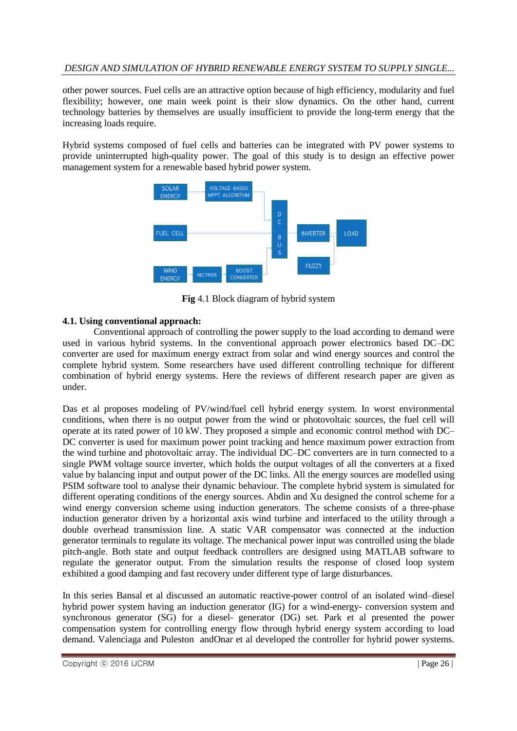other power sources. Fuel cells are an attractive option because of high efficiency, modularity and fuel flexibility; however, one main week point is their slow dynamics. On the other hand, current technology batteries by themselves are usually insufficient to provide the long-term energy that the increasing loads require.

Hybrid systems composed of fuel cells and batteries can be integrated with PV power systems to provide uninterrupted high-quality power. The goal of this study is to design an effective power management system for a renewable based hybrid power system.

**Fig** 4.1 Block diagram of hybrid system

**4.1. Using conventional approach:**

Conventional approach of controlling the power supply to the load according to demand were used in various hybrid systems. In the conventional approach power electronics based DC–DC converter are used for maximum energy extract from solar and wind energy sources and control the complete hybrid system. Some researchers have used different controlling technique for different combination of hybrid energy systems. Here the reviews of different research paper are given as under.

Das et al proposes modeling of PV/wind/fuel cell hybrid energy system. In worst environmental conditions, when there is no output power from the wind or photovoltaic sources, the fuel cell will operate at its rated power of 10 kW. They proposed a simple and economic control method with DC–DC converter is used for maximum power point tracking and hence maximum power extraction from the wind turbine and photovoltaic array. The individual DC–DC converters are in turn connected to a single PWM voltage source inverter, which holds the output voltages of all the converters at a fixed value by balancing input and output power of the DC links. All the energy sources are modelled using PSIM software tool to analyse their dynamic behaviour. The complete hybrid system is simulated for different operating conditions of the energy sources. Abdin and Xu designed the control scheme for a wind energy conversion scheme using induction generators. The scheme consists of a three-phase induction generator driven by a horizontal axis wind turbine and interfaced to the utility through a double overhead transmission line. A static VAR compensator was connected at the induction generator terminals to regulate its voltage. The mechanical power input was controlled using the blade pitch-angle. Both state and output feedback controllers are designed using MATLAB software to regulate the generator output. From the simulation results the response of closed loop system exhibited a good damping and fast recovery under different type of large disturbances.

In this series Bansal et al discussed an automatic reactive-power control of an isolated wind–diesel hybrid power system having an induction generator (IG) for a wind-energy- conversion system and synchronous generator (SG) for a diesel- generator (DG) set. Park et al presented the power compensation system for controlling energy flow through hybrid energy system according to load demand. Valenciaga and Puleston andOnar et al developed the controller for hybrid power systems.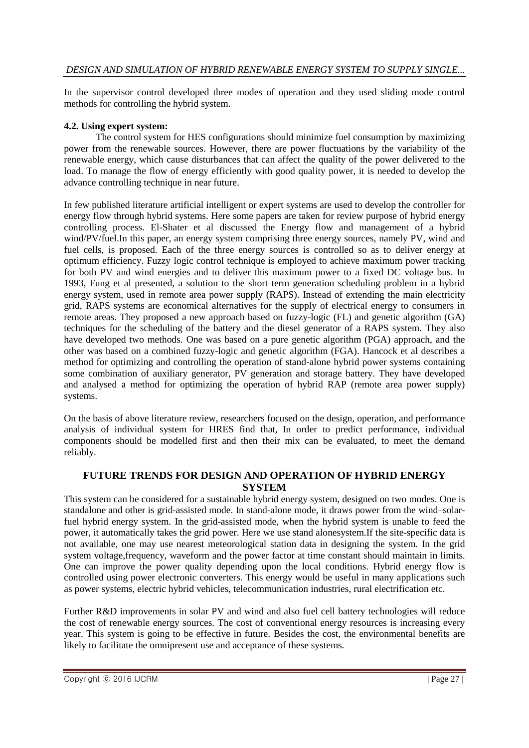In the supervisor control developed three modes of operation and they used sliding mode control methods for controlling the hybrid system.

### 4.2. Using expert system:

The control system for HES configurations should minimize fuel consumption by maximizing power from the renewable sources. However, there are power fluctuations by the variability of the renewable energy, which cause disturbances that can affect the quality of the power delivered to the load. To manage the flow of energy efficiently with good quality power, it is needed to develop the advance controlling technique in near future.

In few published literature artificial intelligent or expert systems are used to develop the controller for energy flow through hybrid systems. Here some papers are taken for review purpose of hybrid energy controlling process. El-Shater et al discussed the Energy flow and management of a hybrid wind/PV/fuel.In this paper, an energy system comprising three energy sources, namely PV, wind and fuel cells, is proposed. Each of the three energy sources is controlled so as to deliver energy at optimum efficiency. Fuzzy logic control technique is employed to achieve maximum power tracking for both PV and wind energies and to deliver this maximum power to a fixed DC voltage bus. In 1993, Fung et al presented, a solution to the short term generation scheduling problem in a hybrid energy system, used in remote area power supply (RAPS). Instead of extending the main electricity grid, RAPS systems are economical alternatives for the supply of electrical energy to consumers in remote areas. They proposed a new approach based on fuzzy-logic (FL) and genetic algorithm (GA) techniques for the scheduling of the battery and the diesel generator of a RAPS system. They also have developed two methods. One was based on a pure genetic algorithm (PGA) approach, and the other was based on a combined fuzzy-logic and genetic algorithm (FGA). Hancock et al describes a method for optimizing and controlling the operation of stand-alone hybrid power systems containing some combination of auxiliary generator, PV generation and storage battery. They have developed and analysed a method for optimizing the operation of hybrid RAP (remote area power supply) systems.

On the basis of above literature review, researchers focused on the design, operation, and performance analysis of individual system for HRES find that, In order to predict performance, individual components should be modelled first and then their mix can be evaluated, to meet the demand reliably.

## FUTURE TRENDS FOR DESIGN AND OPERATION OF HYBRID ENERGY SYSTEM

This system can be considered for a sustainable hybrid energy system, designed on two modes. One is standalone and other is grid-assisted mode. In stand-alone mode, it draws power from the wind–solar-fuel hybrid energy system. In the grid-assisted mode, when the hybrid system is unable to feed the power, it automatically takes the grid power. Here we use stand alonesystem.If the site-specific data is not available, one may use nearest meteorological station data in designing the system. In the grid system voltage,frequency, waveform and the power factor at time constant should maintain in limits. One can improve the power quality depending upon the local conditions. Hybrid energy flow is controlled using power electronic converters. This energy would be useful in many applications such as power systems, electric hybrid vehicles, telecommunication industries, rural electrification etc.

Further R&D improvements in solar PV and wind and also fuel cell battery technologies will reduce the cost of renewable energy sources. The cost of conventional energy resources is increasing every year. This system is going to be effective in future. Besides the cost, the environmental benefits are likely to facilitate the omnipresent use and acceptance of these systems.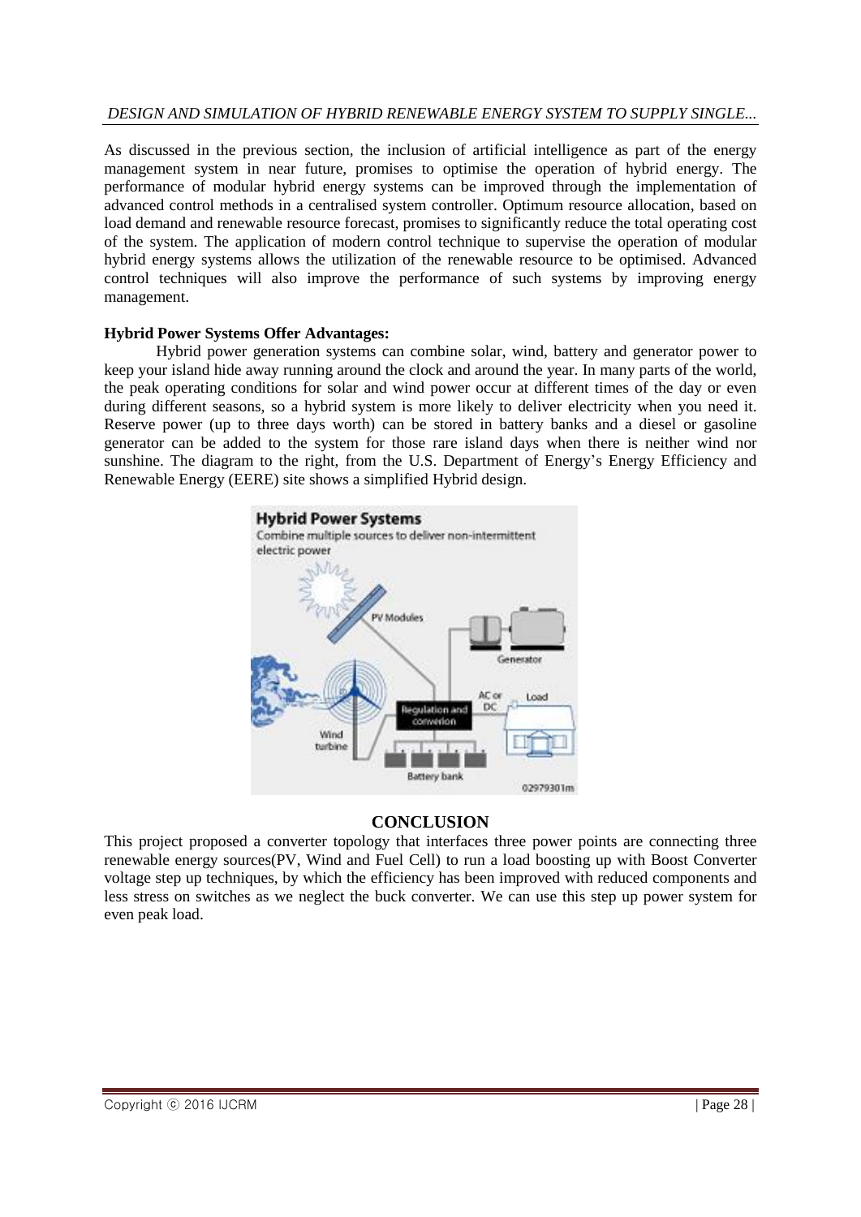As discussed in the previous section, the inclusion of artificial intelligence as part of the energy management system in near future, promises to optimise the operation of hybrid energy. The performance of modular hybrid energy systems can be improved through the implementation of advanced control methods in a centralised system controller. Optimum resource allocation, based on load demand and renewable resource forecast, promises to significantly reduce the total operating cost of the system. The application of modern control technique to supervise the operation of modular hybrid energy systems allows the utilization of the renewable resource to be optimised. Advanced control techniques will also improve the performance of such systems by improving energy management.

**Hybrid Power Systems Offer Advantages:**

Hybrid power generation systems can combine solar, wind, battery and generator power to keep your island hide away running around the clock and around the year. In many parts of the world, the peak operating conditions for solar and wind power occur at different times of the day or even during different seasons, so a hybrid system is more likely to deliver electricity when you need it. Reserve power (up to three days worth) can be stored in battery banks and a diesel or gasoline generator can be added to the system for those rare island days when there is neither wind nor sunshine. The diagram to the right, from the U.S. Department of Energy's Energy Efficiency and Renewable Energy (EERE) site shows a simplified Hybrid design.

## CONCLUSION

This project proposed a converter topology that interfaces three power points are connecting three renewable energy sources(PV, Wind and Fuel Cell) to run a load boosting up with Boost Converter voltage step up techniques, by which the efficiency has been improved with reduced components and less stress on switches as we neglect the buck converter. We can use this step up power system for even peak load.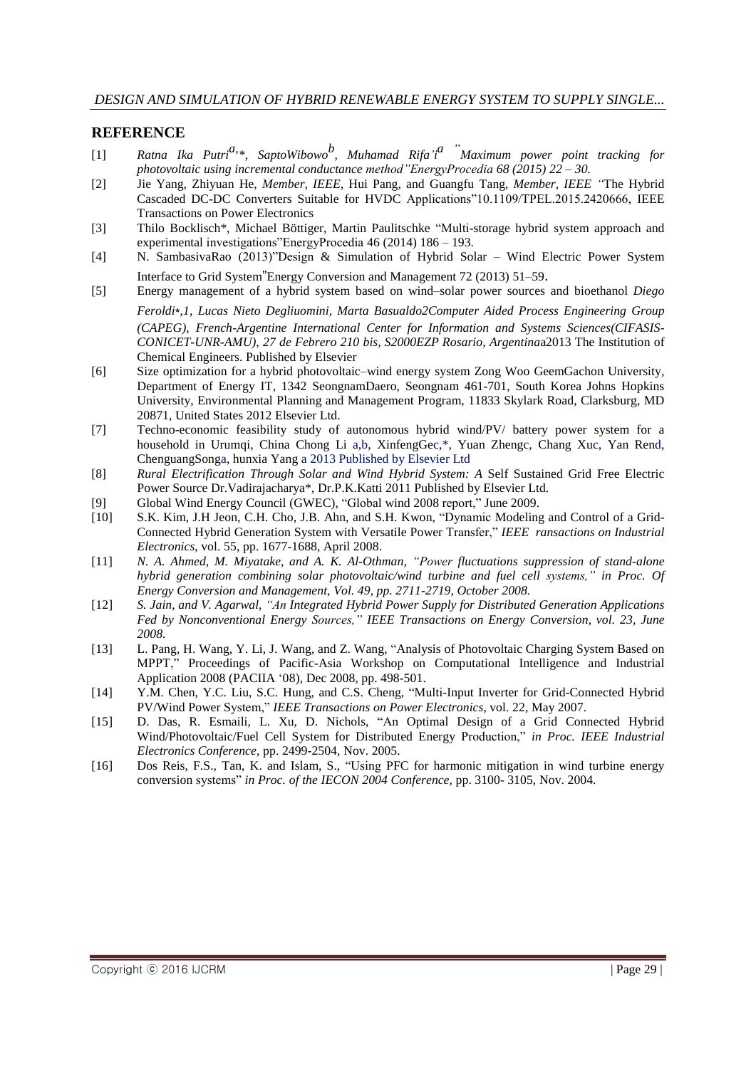## REFERENCE

[1] *Ratna Ika Putri[a],\*, SaptoWibowo[b], Muhamad Rifa'i[a] "Maximum power point tracking for photovoltaic using incremental conductance method"EnergyProcedia 68 (2015) 22 – 30.*

[2] Jie Yang, Zhiyuan He, *Member, IEEE*, Hui Pang, and Guangfu Tang, *Member, IEEE "*The Hybrid Cascaded DC-DC Converters Suitable for HVDC Applications"10.1109/TPEL.2015.2420666, IEEE Transactions on Power Electronics

[3] Thilo Bocklisch\*, Michael Böttiger, Martin Paulitschke "Multi-storage hybrid system approach and experimental investigations"EnergyProcedia 46 (2014) 186 – 193.

[4] N. SambasivaRao (2013)"Design & Simulation of Hybrid Solar – Wind Electric Power System Interface to Grid System"Energy Conversion and Management 72 (2013) 51–59.

[5] Energy management of a hybrid system based on wind–solar power sources and bioethanol *Diego Feroldi\*,1, Lucas Nieto Degliuomini, Marta Basualdo2Computer Aided Process Engineering Group (CAPEG), French-Argentine International Center for Information and Systems Sciences(CIFASIS-CONICET-UNR-AMU), 27 de Febrero 210 bis, S2000EZP Rosario, Argentina*a2013 The Institution of Chemical Engineers. Published by Elsevier

[6] Size optimization for a hybrid photovoltaic–wind energy system Zong Woo GeemGachon University, Department of Energy IT, 1342 SeongnamDaero, Seongnam 461-701, South Korea Johns Hopkins University, Environmental Planning and Management Program, 11833 Skylark Road, Clarksburg, MD 20871, United States 2012 Elsevier Ltd.

[7] Techno-economic feasibility study of autonomous hybrid wind/PV/ battery power system for a household in Urumqi, China Chong Li a,b, XinfengGec,\*, Yuan Zhengc, Chang Xuc, Yan Rend, ChenguangSonga, hunxia Yang a 2013 Published by Elsevier Ltd

[8] *Rural Electrification Through Solar and Wind Hybrid System: A* Self Sustained Grid Free Electric Power Source Dr.Vadirajacharya\*, Dr.P.K.Katti 2011 Published by Elsevier Ltd.

[9] Global Wind Energy Council (GWEC), "Global wind 2008 report," June 2009.

[10] S.K. Kim, J.H Jeon, C.H. Cho, J.B. Ahn, and S.H. Kwon, "Dynamic Modeling and Control of a Grid-Connected Hybrid Generation System with Versatile Power Transfer," *IEEE ransactions on Industrial Electronics*, vol. 55, pp. 1677-1688, April 2008.

[11] *N. A. Ahmed, M. Miyatake, and A. K. Al-Othman, "Power fluctuations suppression of stand-alone hybrid generation combining solar photovoltaic/wind turbine and fuel cell systems," in Proc. Of Energy Conversion and Management, Vol. 49, pp. 2711-2719, October 2008.*

[12] *S. Jain, and V. Agarwal, "An Integrated Hybrid Power Supply for Distributed Generation Applications Fed by Nonconventional Energy Sources," IEEE Transactions on Energy Conversion, vol. 23, June 2008.*

[13] L. Pang, H. Wang, Y. Li, J. Wang, and Z. Wang, "Analysis of Photovoltaic Charging System Based on MPPT," Proceedings of Pacific-Asia Workshop on Computational Intelligence and Industrial Application 2008 (PACIIA '08), Dec 2008, pp. 498-501.

[14] Y.M. Chen, Y.C. Liu, S.C. Hung, and C.S. Cheng, "Multi-Input Inverter for Grid-Connected Hybrid PV/Wind Power System," *IEEE Transactions on Power Electronics*, vol. 22, May 2007.

[15] D. Das, R. Esmaili, L. Xu, D. Nichols, "An Optimal Design of a Grid Connected Hybrid Wind/Photovoltaic/Fuel Cell System for Distributed Energy Production," *in Proc. IEEE Industrial Electronics Conference*, pp. 2499-2504, Nov. 2005.

[16] Dos Reis, F.S., Tan, K. and Islam, S., "Using PFC for harmonic mitigation in wind turbine energy conversion systems" *in Proc. of the IECON 2004 Conference*, pp. 3100- 3105, Nov. 2004.